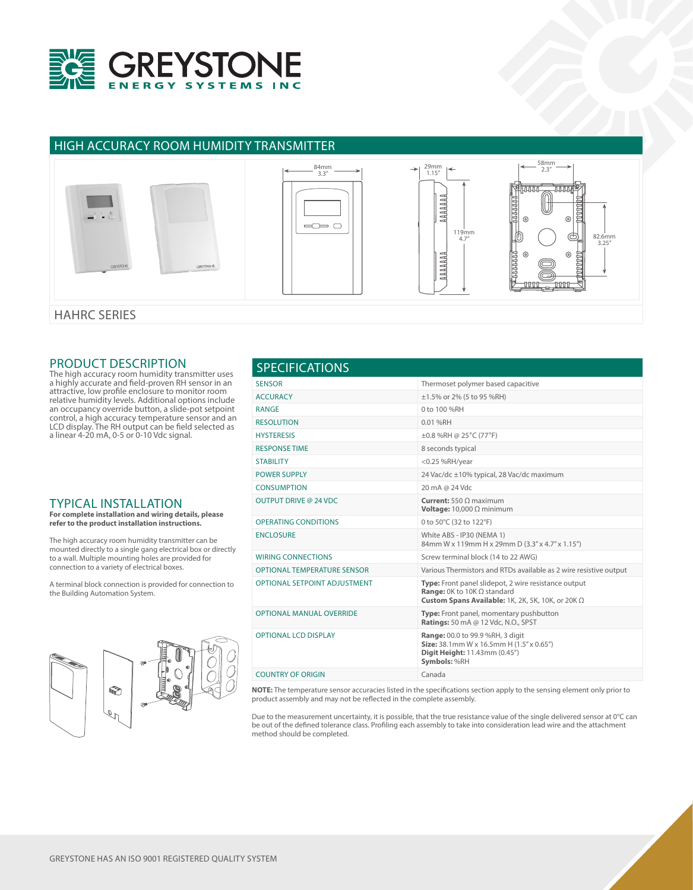# HIGH ACCURACY ROOM HUMIDITY TRANSMITTER

## HAHRC SERIES

## PRODUCT DESCRIPTION

The high accuracy room humidity transmitter uses a highly accurate and field-proven RH sensor in an attractive, low profile enclosure to monitor room relative humidity levels. Additional options include an occupancy override button, a slide-pot setpoint control, a high accuracy temperature sensor and an LCD display. The RH output can be field selected as a linear 4-20 mA, 0-5 or 0-10 Vdc signal.

## TYPICAL INSTALLATION

**For complete installation and wiring details, please refer to the product installation instructions.**

The high accuracy room humidity transmitter can be mounted directly to a single gang electrical box or directly to a wall. Multiple mounting holes are provided for connection to a variety of electrical boxes.

A terminal block connection is provided for connection to the Building Automation System.

## SPECIFICATIONS

| | |
|---|---|
| SENSOR | Thermoset polymer based capacitive |
| ACCURACY | ±1.5% or 2% (5 to 95 %RH) |
| RANGE | 0 to 100 %RH |
| RESOLUTION | 0.01 %RH |
| HYSTERESIS | ±0.8 %RH @ 25°C (77°F) |
| RESPONSE TIME | 8 seconds typical |
| STABILITY | <0.25 %RH/year |
| POWER SUPPLY | 24 Vac/dc ±10% typical, 28 Vac/dc maximum |
| CONSUMPTION | 20 mA @ 24 Vdc |
| OUTPUT DRIVE @ 24 VDC | **Current:** 550 Ω maximum<br>**Voltage:** 10,000 Ω minimum |
| OPERATING CONDITIONS | 0 to 50°C (32 to 122°F) |
| ENCLOSURE | White ABS - IP30 (NEMA 1)<br>84mm W x 119mm H x 29mm D (3.3" x 4.7" x 1.15") |
| WIRING CONNECTIONS | Screw terminal block (14 to 22 AWG) |
| OPTIONAL TEMPERATURE SENSOR | Various Thermistors and RTDs available as 2 wire resistive output |
| OPTIONAL SETPOINT ADJUSTMENT | **Type:** Front panel slidepot, 2 wire resistance output<br>**Range:** 0K to 10K Ω standard<br>**Custom Spans Available:** 1K, 2K, 5K, 10K, or 20K Ω |
| OPTIONAL MANUAL OVERRIDE | **Type:** Front panel, momentary pushbutton<br>**Ratings:** 50 mA @ 12 Vdc, N.O., SPST |
| OPTIONAL LCD DISPLAY | **Range:** 00.0 to 99.9 %RH, 3 digit<br>**Size:** 38.1mm W x 16.5mm H (1.5" x 0.65")<br>**Digit Height:** 11.43mm (0.45")<br>**Symbols:** %RH |
| COUNTRY OF ORIGIN | Canada |

**NOTE:** The temperature sensor accuracies listed in the specifications section apply to the sensing element only prior to product assembly and may not be reflected in the complete assembly.

Due to the measurement uncertainty, it is possible, that the true resistance value of the single delivered sensor at 0°C can be out of the defined tolerance class. Profiling each assembly to take into consideration lead wire and the attachment method should be completed.

GREYSTONE HAS AN ISO 9001 REGISTERED QUALITY SYSTEM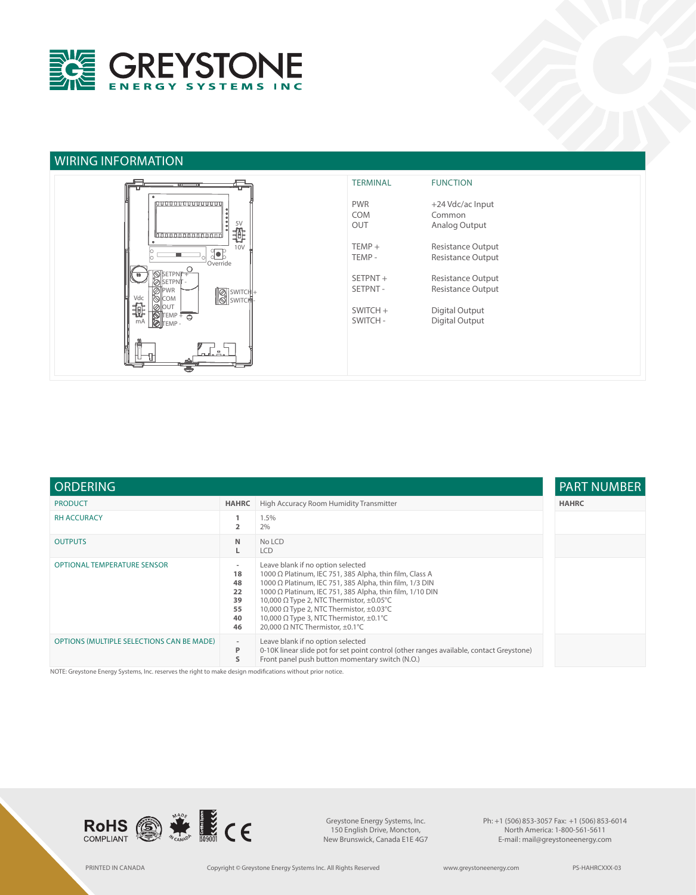## WIRING INFORMATION

| TERMINAL | FUNCTION |
|---|---|
| PWR | +24 Vdc/ac Input |
| COM | Common |
| OUT | Analog Output |
| TEMP + | Resistance Output |
| TEMP - | Resistance Output |
| SETPNT + | Resistance Output |
| SETPNT - | Resistance Output |
| SWITCH + | Digital Output |
| SWITCH - | Digital Output |

## ORDERING

| | | | PART NUMBER |
|---|---|---|---|
| PRODUCT | HAHRC | High Accuracy Room Humidity Transmitter | HAHRC |
| RH ACCURACY | 1<br>2 | 1.5%<br>2% | |
| OUTPUTS | N<br>L | No LCD<br>LCD | |
| OPTIONAL TEMPERATURE SENSOR | -<br>18<br>48<br>22<br>39<br>55<br>40<br>46 | Leave blank if no option selected<br>1000 Ω Platinum, IEC 751, 385 Alpha, thin film, Class A<br>1000 Ω Platinum, IEC 751, 385 Alpha, thin film, 1/3 DIN<br>1000 Ω Platinum, IEC 751, 385 Alpha, thin film, 1/10 DIN<br>10,000 Ω Type 2, NTC Thermistor, ±0.05°C<br>10,000 Ω Type 2, NTC Thermistor, ±0.03°C<br>10,000 Ω Type 3, NTC Thermistor, ±0.1°C<br>20,000 Ω NTC Thermistor, ±0.1°C | |
| OPTIONS (MULTIPLE SELECTIONS CAN BE MADE) | -<br>P<br>S | Leave blank if no option selected<br>0-10K linear slide pot for set point control (other ranges available, contact Greystone)<br>Front panel push button momentary switch (N.O.) | |

NOTE: Greystone Energy Systems, Inc. reserves the right to make design modifications without prior notice.

Greystone Energy Systems, Inc.
150 English Drive, Moncton,
New Brunswick, Canada E1E 4G7

Ph: +1 (506) 853-3057 Fax: +1 (506) 853-6014
North America: 1-800-561-5611
E-mail: mail@greystoneenergy.com

PRINTED IN CANADA

Copyright © Greystone Energy Systems Inc. All Rights Reserved

www.greystoneenergy.com

PS-HAHRCXXX-03